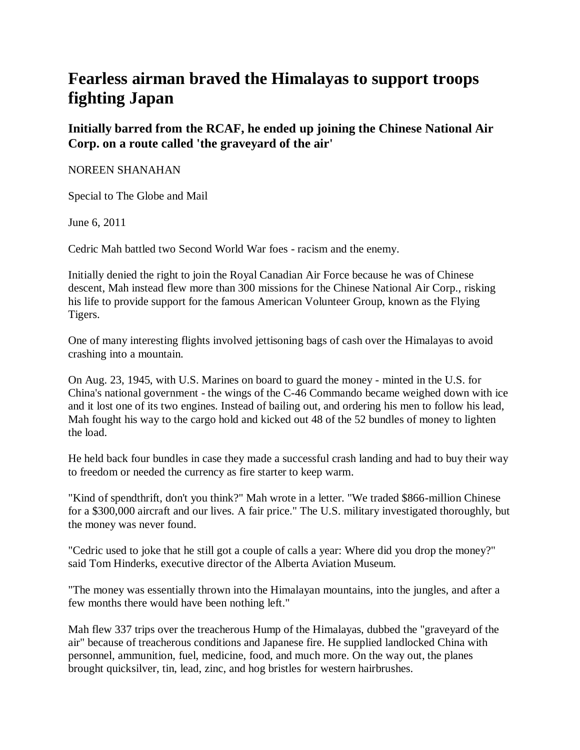# Fearless airman braved the Himalayas to support troops fighting Japan

## Initially barred from the RCAF, he ended up joining the Chinese National Air Corp. on a route called 'the graveyard of the air'

NOREEN SHANAHAN

Special to The Globe and Mail

June 6, 2011

Cedric Mah battled two Second World War foes - racism and the enemy.

Initially denied the right to join the Royal Canadian Air Force because he was of Chinese descent, Mah instead flew more than 300 missions for the Chinese National Air Corp., risking his life to provide support for the famous American Volunteer Group, known as the Flying Tigers.

One of many interesting flights involved jettisoning bags of cash over the Himalayas to avoid crashing into a mountain.

On Aug. 23, 1945, with U.S. Marines on board to guard the money - minted in the U.S. for China's national government - the wings of the C-46 Commando became weighed down with ice and it lost one of its two engines. Instead of bailing out, and ordering his men to follow his lead, Mah fought his way to the cargo hold and kicked out 48 of the 52 bundles of money to lighten the load.

He held back four bundles in case they made a successful crash landing and had to buy their way to freedom or needed the currency as fire starter to keep warm.

"Kind of spendthrift, don't you think?" Mah wrote in a letter. "We traded $866-million Chinese for a $300,000 aircraft and our lives. A fair price." The U.S. military investigated thoroughly, but the money was never found.

"Cedric used to joke that he still got a couple of calls a year: Where did you drop the money?" said Tom Hinderks, executive director of the Alberta Aviation Museum.

"The money was essentially thrown into the Himalayan mountains, into the jungles, and after a few months there would have been nothing left."

Mah flew 337 trips over the treacherous Hump of the Himalayas, dubbed the "graveyard of the air" because of treacherous conditions and Japanese fire. He supplied landlocked China with personnel, ammunition, fuel, medicine, food, and much more. On the way out, the planes brought quicksilver, tin, lead, zinc, and hog bristles for western hairbrushes.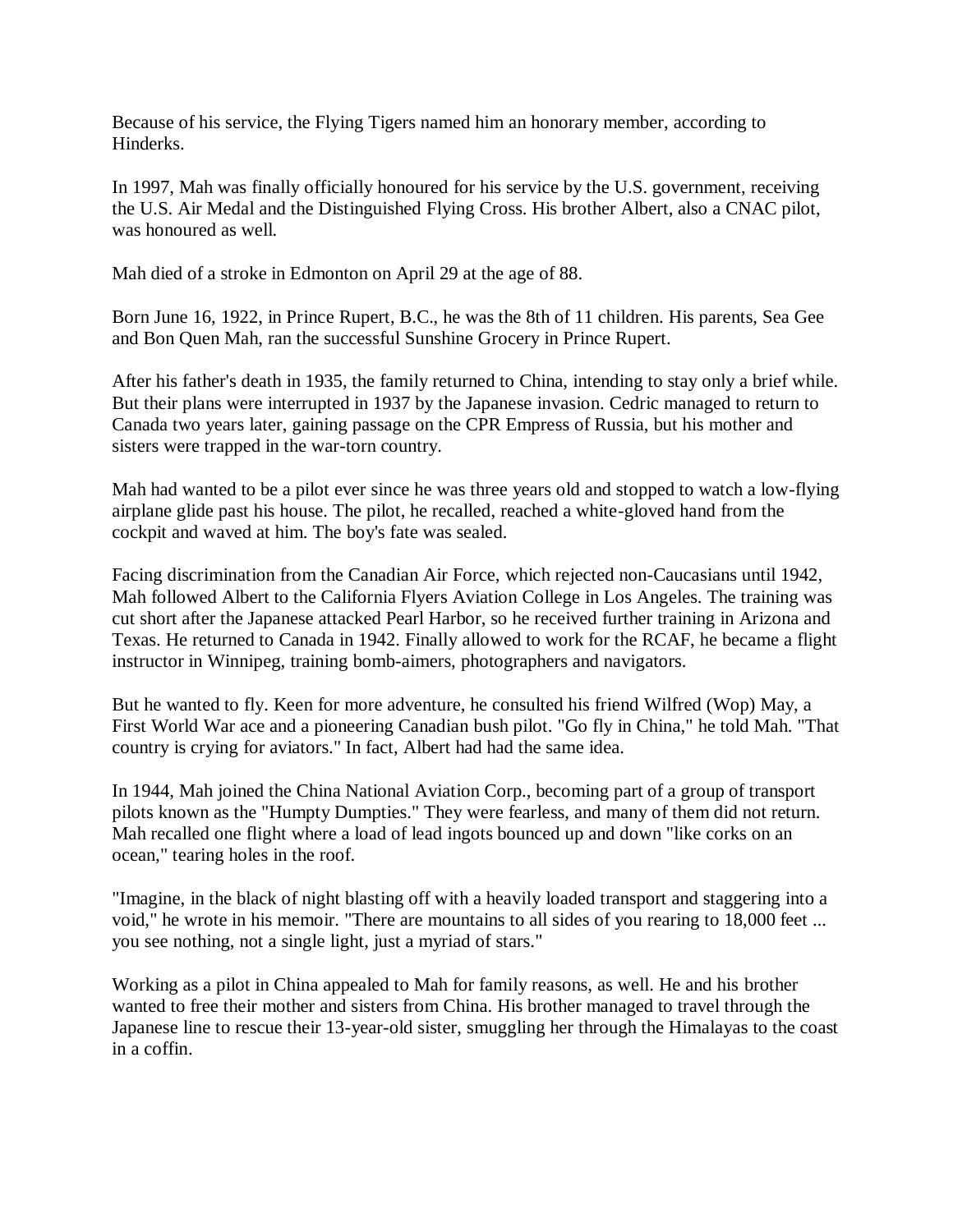Because of his service, the Flying Tigers named him an honorary member, according to Hinderks.

In 1997, Mah was finally officially honoured for his service by the U.S. government, receiving the U.S. Air Medal and the Distinguished Flying Cross. His brother Albert, also a CNAC pilot, was honoured as well.

Mah died of a stroke in Edmonton on April 29 at the age of 88.

Born June 16, 1922, in Prince Rupert, B.C., he was the 8th of 11 children. His parents, Sea Gee and Bon Quen Mah, ran the successful Sunshine Grocery in Prince Rupert.

After his father's death in 1935, the family returned to China, intending to stay only a brief while. But their plans were interrupted in 1937 by the Japanese invasion. Cedric managed to return to Canada two years later, gaining passage on the CPR Empress of Russia, but his mother and sisters were trapped in the war-torn country.

Mah had wanted to be a pilot ever since he was three years old and stopped to watch a low-flying airplane glide past his house. The pilot, he recalled, reached a white-gloved hand from the cockpit and waved at him. The boy's fate was sealed.

Facing discrimination from the Canadian Air Force, which rejected non-Caucasians until 1942, Mah followed Albert to the California Flyers Aviation College in Los Angeles. The training was cut short after the Japanese attacked Pearl Harbor, so he received further training in Arizona and Texas. He returned to Canada in 1942. Finally allowed to work for the RCAF, he became a flight instructor in Winnipeg, training bomb-aimers, photographers and navigators.

But he wanted to fly. Keen for more adventure, he consulted his friend Wilfred (Wop) May, a First World War ace and a pioneering Canadian bush pilot. "Go fly in China," he told Mah. "That country is crying for aviators." In fact, Albert had had the same idea.

In 1944, Mah joined the China National Aviation Corp., becoming part of a group of transport pilots known as the "Humpty Dumpties." They were fearless, and many of them did not return. Mah recalled one flight where a load of lead ingots bounced up and down "like corks on an ocean," tearing holes in the roof.

"Imagine, in the black of night blasting off with a heavily loaded transport and staggering into a void," he wrote in his memoir. "There are mountains to all sides of you rearing to 18,000 feet ... you see nothing, not a single light, just a myriad of stars."

Working as a pilot in China appealed to Mah for family reasons, as well. He and his brother wanted to free their mother and sisters from China. His brother managed to travel through the Japanese line to rescue their 13-year-old sister, smuggling her through the Himalayas to the coast in a coffin.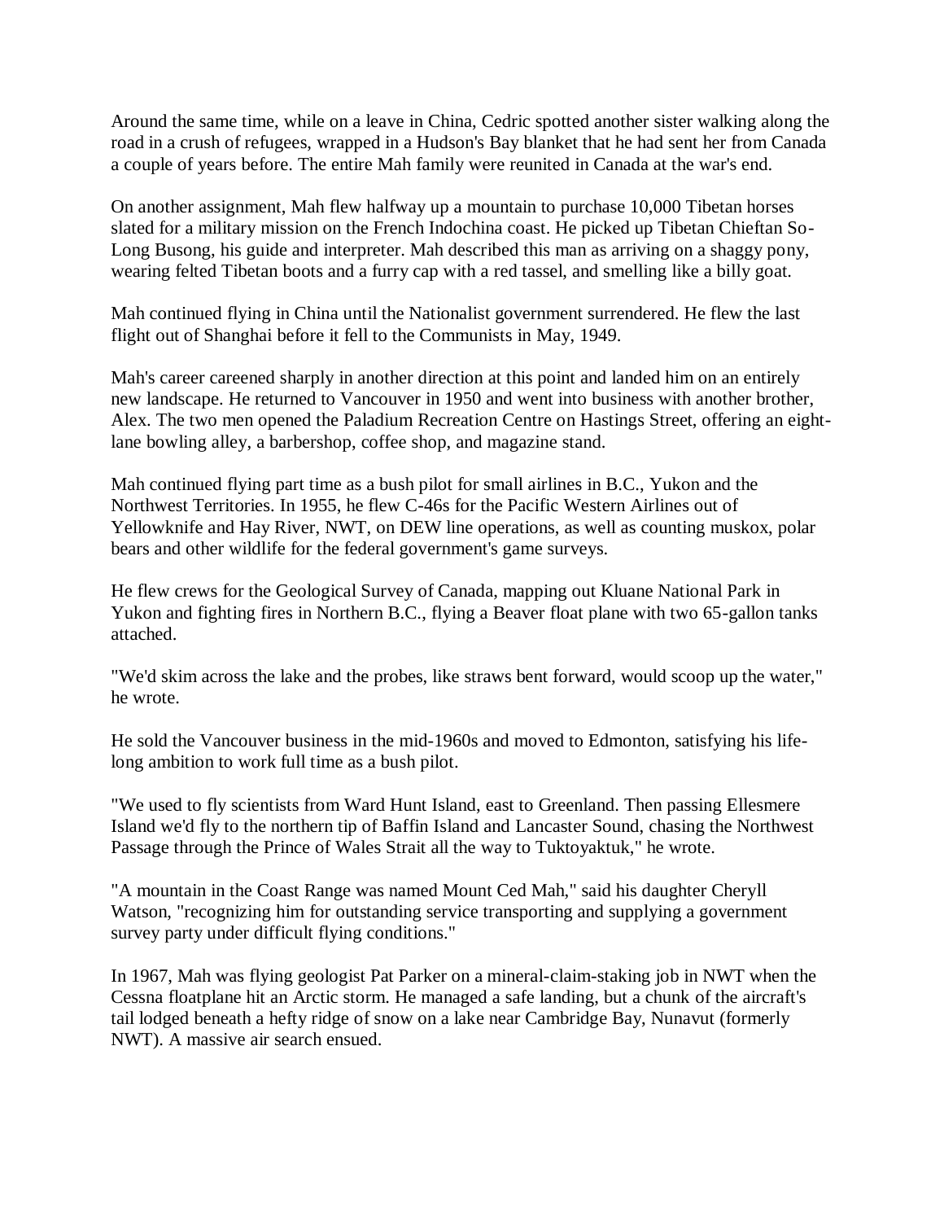Around the same time, while on a leave in China, Cedric spotted another sister walking along the road in a crush of refugees, wrapped in a Hudson's Bay blanket that he had sent her from Canada a couple of years before. The entire Mah family were reunited in Canada at the war's end.

On another assignment, Mah flew halfway up a mountain to purchase 10,000 Tibetan horses slated for a military mission on the French Indochina coast. He picked up Tibetan Chieftan So-Long Busong, his guide and interpreter. Mah described this man as arriving on a shaggy pony, wearing felted Tibetan boots and a furry cap with a red tassel, and smelling like a billy goat.

Mah continued flying in China until the Nationalist government surrendered. He flew the last flight out of Shanghai before it fell to the Communists in May, 1949.

Mah's career careened sharply in another direction at this point and landed him on an entirely new landscape. He returned to Vancouver in 1950 and went into business with another brother, Alex. The two men opened the Paladium Recreation Centre on Hastings Street, offering an eight-lane bowling alley, a barbershop, coffee shop, and magazine stand.

Mah continued flying part time as a bush pilot for small airlines in B.C., Yukon and the Northwest Territories. In 1955, he flew C-46s for the Pacific Western Airlines out of Yellowknife and Hay River, NWT, on DEW line operations, as well as counting muskox, polar bears and other wildlife for the federal government's game surveys.

He flew crews for the Geological Survey of Canada, mapping out Kluane National Park in Yukon and fighting fires in Northern B.C., flying a Beaver float plane with two 65-gallon tanks attached.

"We'd skim across the lake and the probes, like straws bent forward, would scoop up the water," he wrote.

He sold the Vancouver business in the mid-1960s and moved to Edmonton, satisfying his life-long ambition to work full time as a bush pilot.

"We used to fly scientists from Ward Hunt Island, east to Greenland. Then passing Ellesmere Island we'd fly to the northern tip of Baffin Island and Lancaster Sound, chasing the Northwest Passage through the Prince of Wales Strait all the way to Tuktoyaktuk," he wrote.

"A mountain in the Coast Range was named Mount Ced Mah," said his daughter Cheryll Watson, "recognizing him for outstanding service transporting and supplying a government survey party under difficult flying conditions."

In 1967, Mah was flying geologist Pat Parker on a mineral-claim-staking job in NWT when the Cessna floatplane hit an Arctic storm. He managed a safe landing, but a chunk of the aircraft's tail lodged beneath a hefty ridge of snow on a lake near Cambridge Bay, Nunavut (formerly NWT). A massive air search ensued.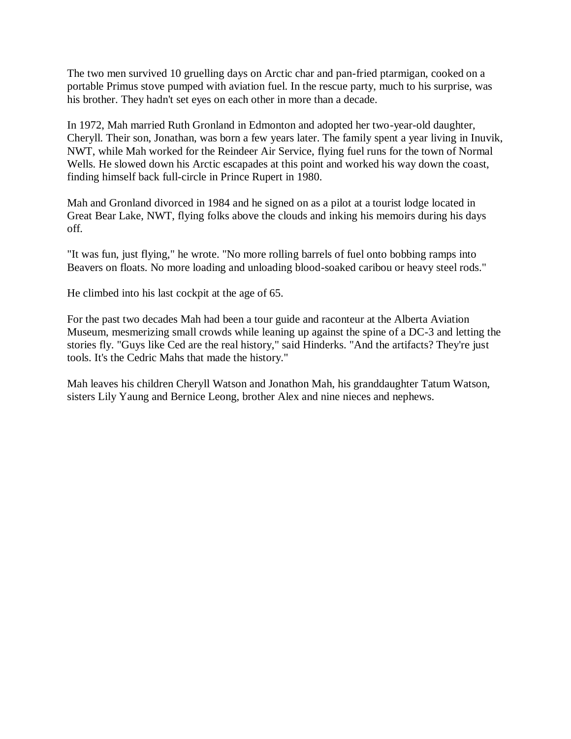The two men survived 10 gruelling days on Arctic char and pan-fried ptarmigan, cooked on a portable Primus stove pumped with aviation fuel. In the rescue party, much to his surprise, was his brother. They hadn't set eyes on each other in more than a decade.

In 1972, Mah married Ruth Gronland in Edmonton and adopted her two-year-old daughter, Cheryll. Their son, Jonathan, was born a few years later. The family spent a year living in Inuvik, NWT, while Mah worked for the Reindeer Air Service, flying fuel runs for the town of Normal Wells. He slowed down his Arctic escapades at this point and worked his way down the coast, finding himself back full-circle in Prince Rupert in 1980.

Mah and Gronland divorced in 1984 and he signed on as a pilot at a tourist lodge located in Great Bear Lake, NWT, flying folks above the clouds and inking his memoirs during his days off.

"It was fun, just flying," he wrote. "No more rolling barrels of fuel onto bobbing ramps into Beavers on floats. No more loading and unloading blood-soaked caribou or heavy steel rods."

He climbed into his last cockpit at the age of 65.

For the past two decades Mah had been a tour guide and raconteur at the Alberta Aviation Museum, mesmerizing small crowds while leaning up against the spine of a DC-3 and letting the stories fly. "Guys like Ced are the real history," said Hinderks. "And the artifacts? They're just tools. It's the Cedric Mahs that made the history."

Mah leaves his children Cheryll Watson and Jonathon Mah, his granddaughter Tatum Watson, sisters Lily Yaung and Bernice Leong, brother Alex and nine nieces and nephews.